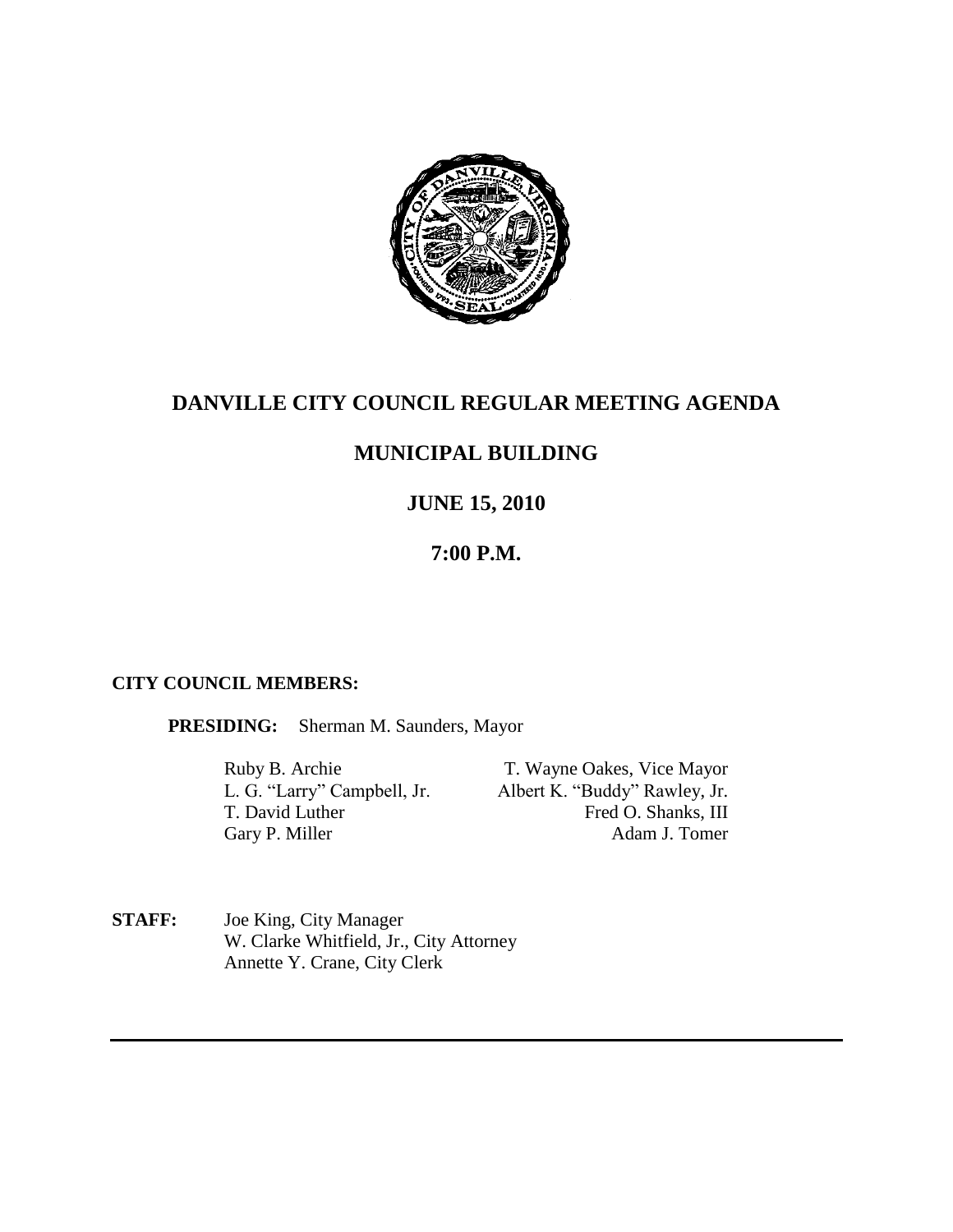# DANVILLE CITY COUNCIL REGULAR MEETING AGENDA

## MUNICIPAL BUILDING

## JUNE 15, 2010

## 7:00 P.M.

**CITY COUNCIL MEMBERS:**

**PRESIDING:** Sherman M. Saunders, Mayor

Ruby B. Archie
L. G. "Larry" Campbell, Jr.
T. David Luther
Gary P. Miller
T. Wayne Oakes, Vice Mayor
Albert K. "Buddy" Rawley, Jr.
Fred O. Shanks, III
Adam J. Tomer

**STAFF:** Joe King, City Manager
W. Clarke Whitfield, Jr., City Attorney
Annette Y. Crane, City Clerk

---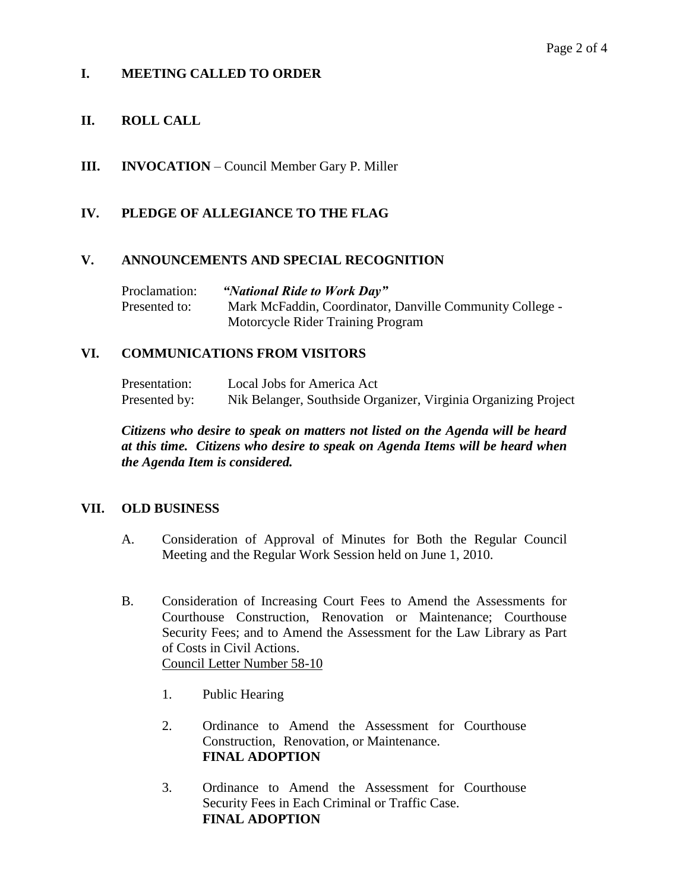## I. MEETING CALLED TO ORDER

## II. ROLL CALL

## III. INVOCATION – Council Member Gary P. Miller

## IV. PLEDGE OF ALLEGIANCE TO THE FLAG

## V. ANNOUNCEMENTS AND SPECIAL RECOGNITION

Proclamation: ***"National Ride to Work Day"***
Presented to: Mark McFaddin, Coordinator, Danville Community College - Motorcycle Rider Training Program

## VI. COMMUNICATIONS FROM VISITORS

Presentation: Local Jobs for America Act
Presented by: Nik Belanger, Southside Organizer, Virginia Organizing Project

***Citizens who desire to speak on matters not listed on the Agenda will be heard at this time. Citizens who desire to speak on Agenda Items will be heard when the Agenda Item is considered.***

## VII. OLD BUSINESS

A. Consideration of Approval of Minutes for Both the Regular Council Meeting and the Regular Work Session held on June 1, 2010.

B. Consideration of Increasing Court Fees to Amend the Assessments for Courthouse Construction, Renovation or Maintenance; Courthouse Security Fees; and to Amend the Assessment for the Law Library as Part of Costs in Civil Actions.
Council Letter Number 58-10

1. Public Hearing

2. Ordinance to Amend the Assessment for Courthouse Construction, Renovation, or Maintenance.
**FINAL ADOPTION**

3. Ordinance to Amend the Assessment for Courthouse Security Fees in Each Criminal or Traffic Case.
**FINAL ADOPTION**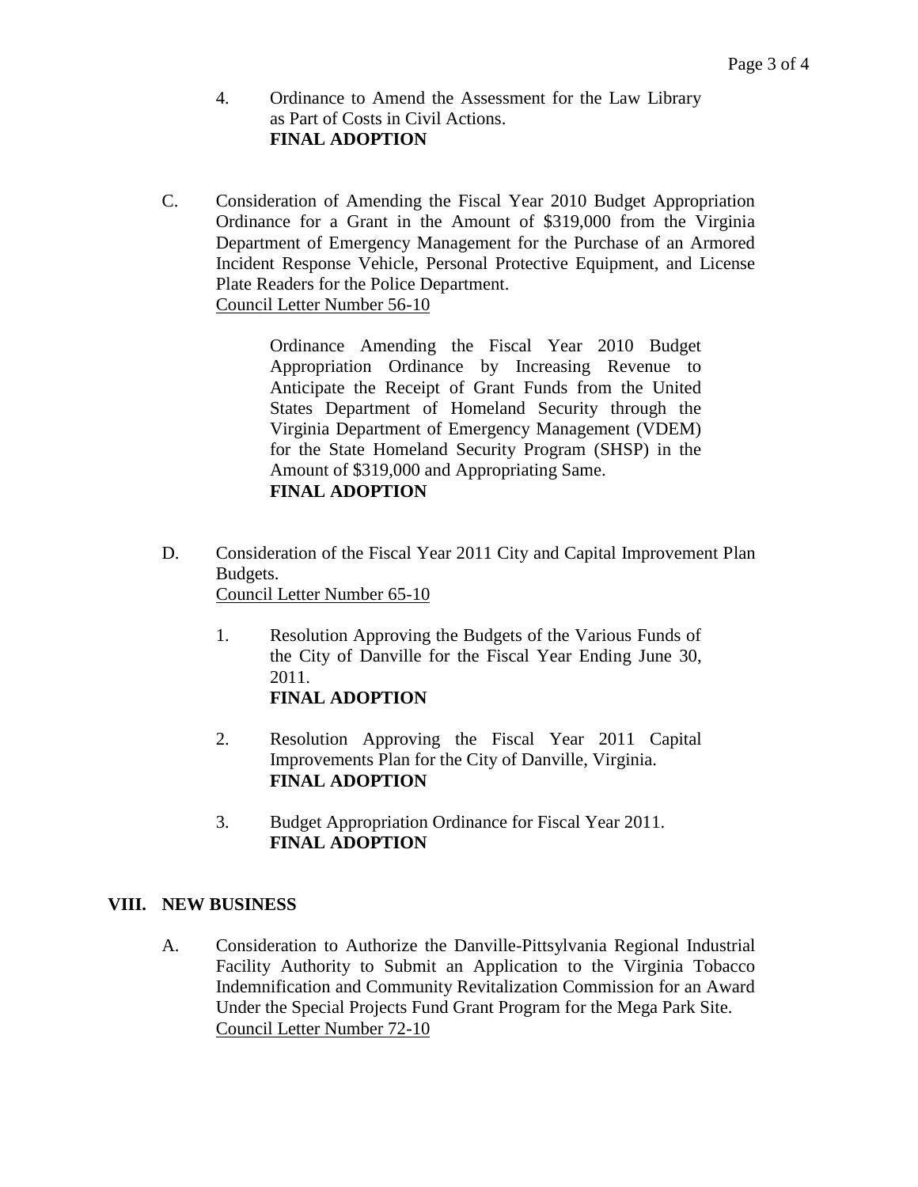4. Ordinance to Amend the Assessment for the Law Library as Part of Costs in Civil Actions.
   **FINAL ADOPTION**

C. Consideration of Amending the Fiscal Year 2010 Budget Appropriation Ordinance for a Grant in the Amount of $319,000 from the Virginia Department of Emergency Management for the Purchase of an Armored Incident Response Vehicle, Personal Protective Equipment, and License Plate Readers for the Police Department.
   Council Letter Number 56-10

   Ordinance Amending the Fiscal Year 2010 Budget Appropriation Ordinance by Increasing Revenue to Anticipate the Receipt of Grant Funds from the United States Department of Homeland Security through the Virginia Department of Emergency Management (VDEM) for the State Homeland Security Program (SHSP) in the Amount of $319,000 and Appropriating Same.
   **FINAL ADOPTION**

D. Consideration of the Fiscal Year 2011 City and Capital Improvement Plan Budgets.
   Council Letter Number 65-10

   1. Resolution Approving the Budgets of the Various Funds of the City of Danville for the Fiscal Year Ending June 30, 2011.
      **FINAL ADOPTION**

   2. Resolution Approving the Fiscal Year 2011 Capital Improvements Plan for the City of Danville, Virginia.
      **FINAL ADOPTION**

   3. Budget Appropriation Ordinance for Fiscal Year 2011.
      **FINAL ADOPTION**

## VIII. NEW BUSINESS

A. Consideration to Authorize the Danville-Pittsylvania Regional Industrial Facility Authority to Submit an Application to the Virginia Tobacco Indemnification and Community Revitalization Commission for an Award Under the Special Projects Fund Grant Program for the Mega Park Site.
   Council Letter Number 72-10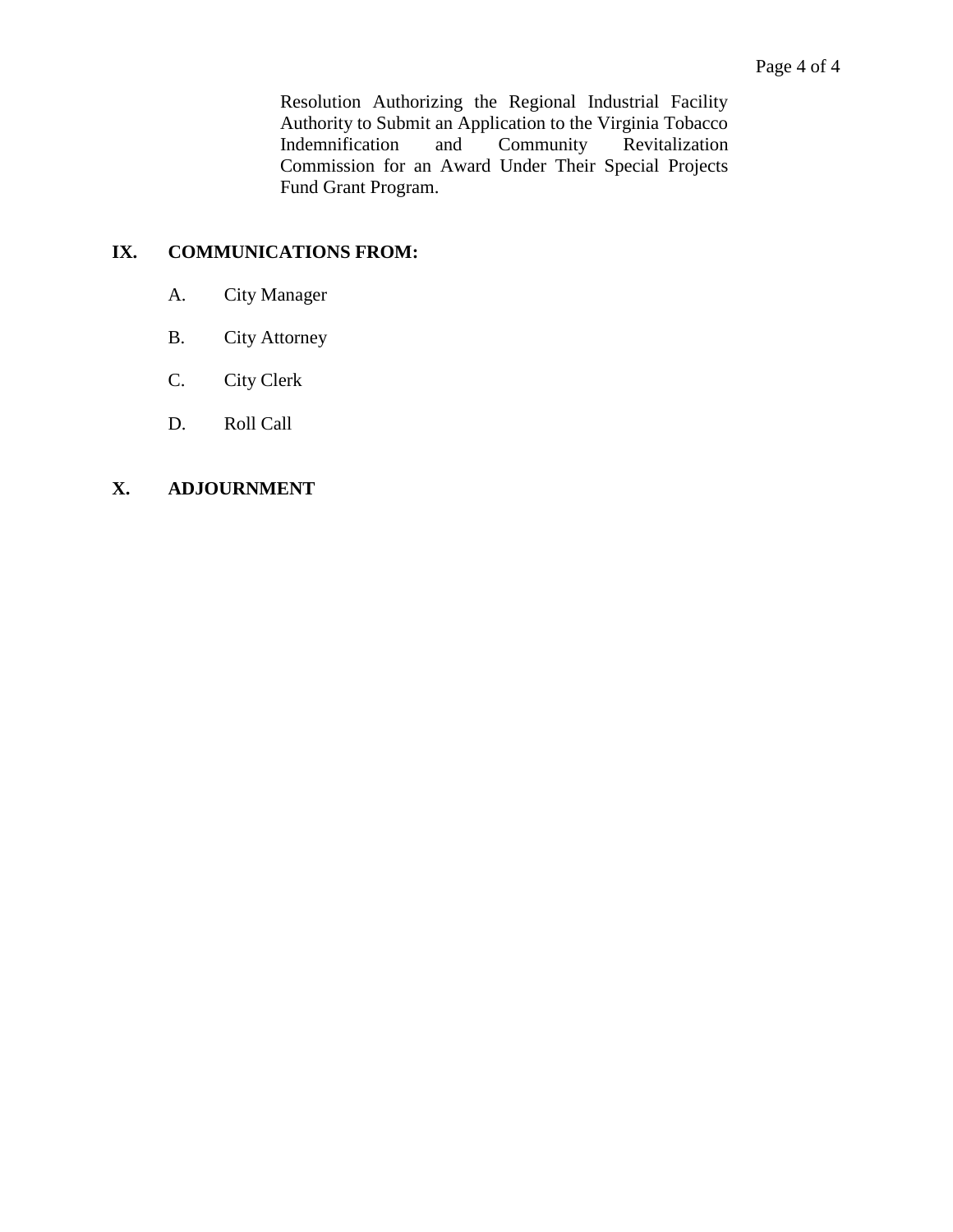Resolution Authorizing the Regional Industrial Facility Authority to Submit an Application to the Virginia Tobacco Indemnification and Community Revitalization Commission for an Award Under Their Special Projects Fund Grant Program.

## IX. COMMUNICATIONS FROM:

A. City Manager

B. City Attorney

C. City Clerk

D. Roll Call

## X. ADJOURNMENT